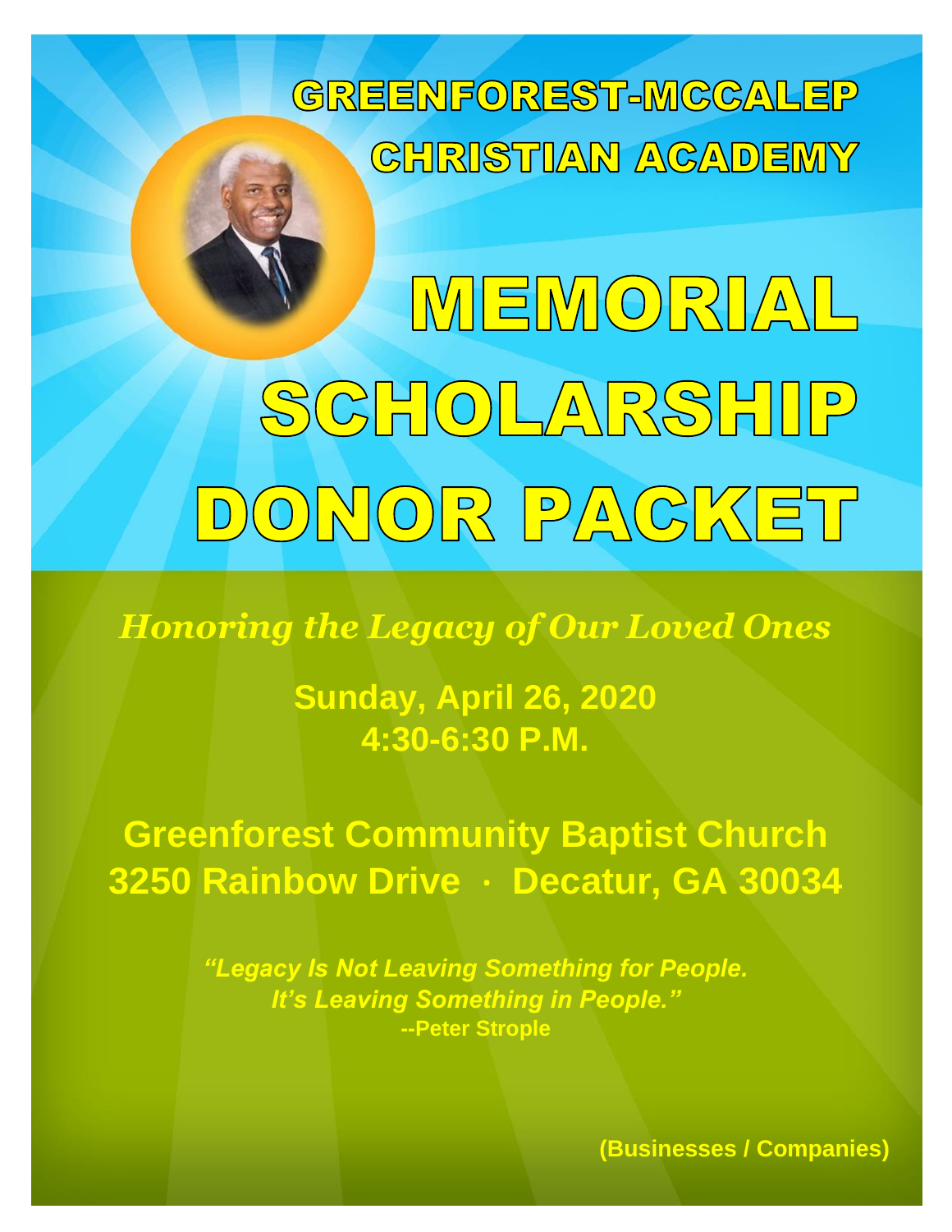# GREENFOREST-MCCALEP CHRISTIAN ACADEMY

# MEMORIAL SCHOLARSHIP DONOR PACKET

*Honoring the Legacy of Our Loved Ones*

**Sunday, April 26, 2020**
**4:30-6:30 P.M.**

**Greenforest Community Baptist Church**
**3250 Rainbow Drive · Decatur, GA 30034**

***"Legacy Is Not Leaving Something for People. It's Leaving Something in People."***
**--Peter Strople**

**(Businesses / Companies)**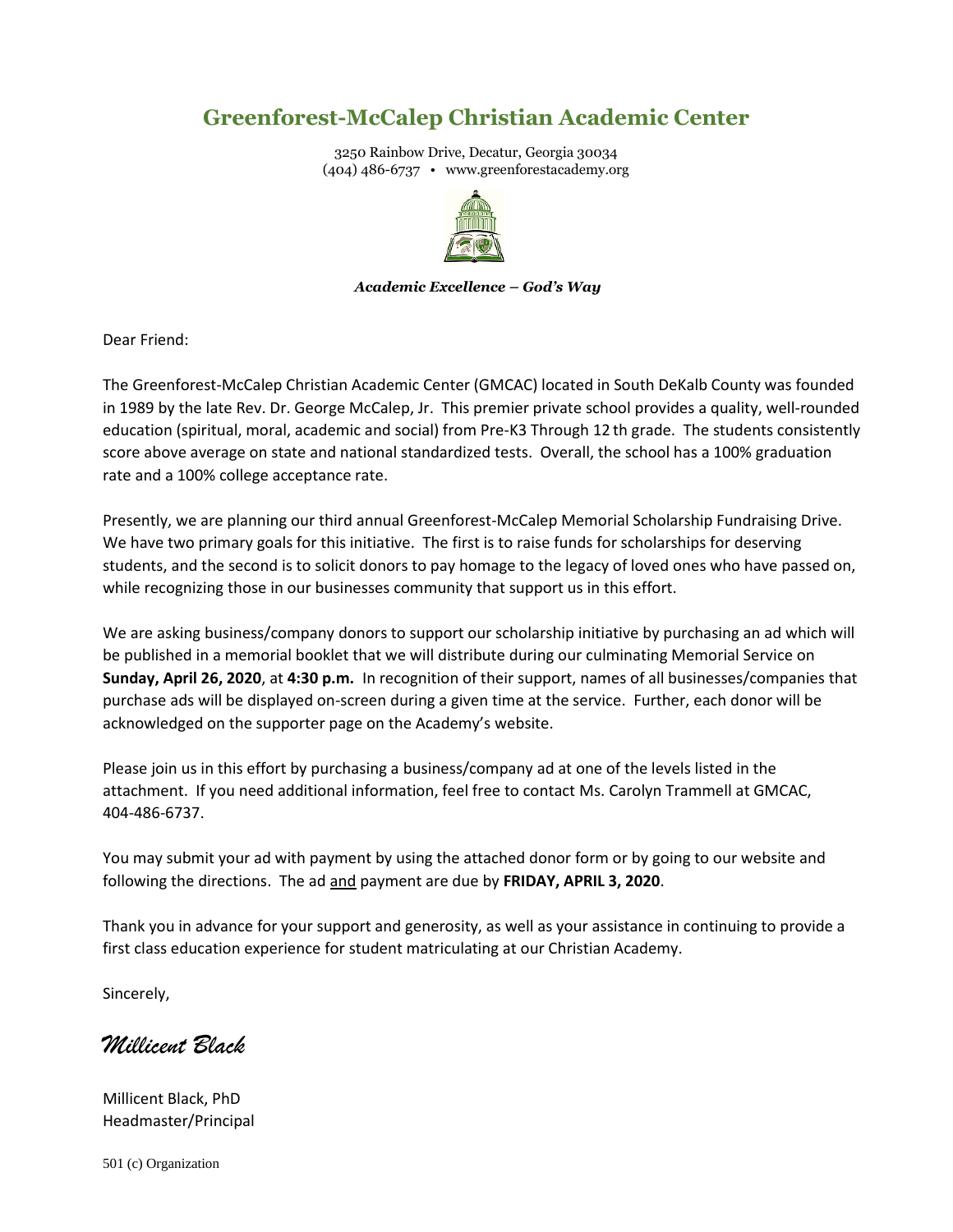# Greenforest-McCalep Christian Academic Center

3250 Rainbow Drive, Decatur, Georgia 30034
(404) 486-6737 • www.greenforestacademy.org

***Academic Excellence – God's Way***

Dear Friend:

The Greenforest-McCalep Christian Academic Center (GMCAC) located in South DeKalb County was founded in 1989 by the late Rev. Dr. George McCalep, Jr. This premier private school provides a quality, well-rounded education (spiritual, moral, academic and social) from Pre-K3 Through 12 th grade. The students consistently score above average on state and national standardized tests. Overall, the school has a 100% graduation rate and a 100% college acceptance rate.

Presently, we are planning our third annual Greenforest-McCalep Memorial Scholarship Fundraising Drive. We have two primary goals for this initiative. The first is to raise funds for scholarships for deserving students, and the second is to solicit donors to pay homage to the legacy of loved ones who have passed on, while recognizing those in our businesses community that support us in this effort.

We are asking business/company donors to support our scholarship initiative by purchasing an ad which will be published in a memorial booklet that we will distribute during our culminating Memorial Service on **Sunday, April 26, 2020**, at **4:30 p.m.** In recognition of their support, names of all businesses/companies that purchase ads will be displayed on-screen during a given time at the service. Further, each donor will be acknowledged on the supporter page on the Academy's website.

Please join us in this effort by purchasing a business/company ad at one of the levels listed in the attachment. If you need additional information, feel free to contact Ms. Carolyn Trammell at GMCAC, 404-486-6737.

You may submit your ad with payment by using the attached donor form or by going to our website and following the directions. The ad and payment are due by **FRIDAY, APRIL 3, 2020**.

Thank you in advance for your support and generosity, as well as your assistance in continuing to provide a first class education experience for student matriculating at our Christian Academy.

Sincerely,

*Millicent Black*

Millicent Black, PhD
Headmaster/Principal

501 (c) Organization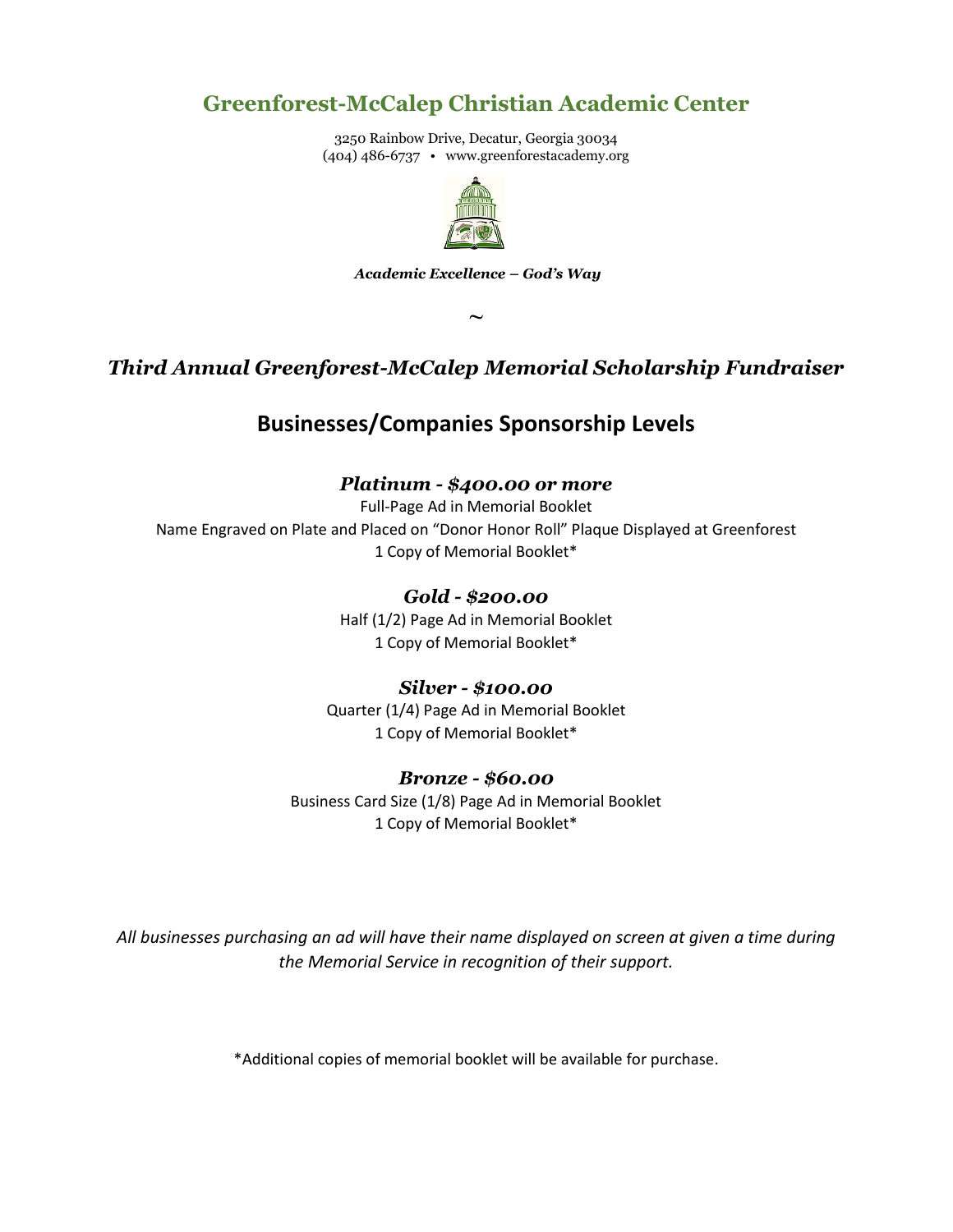# Greenforest-McCalep Christian Academic Center

3250 Rainbow Drive, Decatur, Georgia 30034
(404) 486-6737 • www.greenforestacademy.org

***Academic Excellence – God's Way***

~

## *Third Annual Greenforest-McCalep Memorial Scholarship Fundraiser*

## Businesses/Companies Sponsorship Levels

### *Platinum - $400.00 or more*

Full-Page Ad in Memorial Booklet
Name Engraved on Plate and Placed on "Donor Honor Roll" Plaque Displayed at Greenforest
1 Copy of Memorial Booklet*

### *Gold - $200.00*

Half (1/2) Page Ad in Memorial Booklet
1 Copy of Memorial Booklet*

### *Silver - $100.00*

Quarter (1/4) Page Ad in Memorial Booklet
1 Copy of Memorial Booklet*

### *Bronze - $60.00*

Business Card Size (1/8) Page Ad in Memorial Booklet
1 Copy of Memorial Booklet*

*All businesses purchasing an ad will have their name displayed on screen at given a time during the Memorial Service in recognition of their support.*

*Additional copies of memorial booklet will be available for purchase.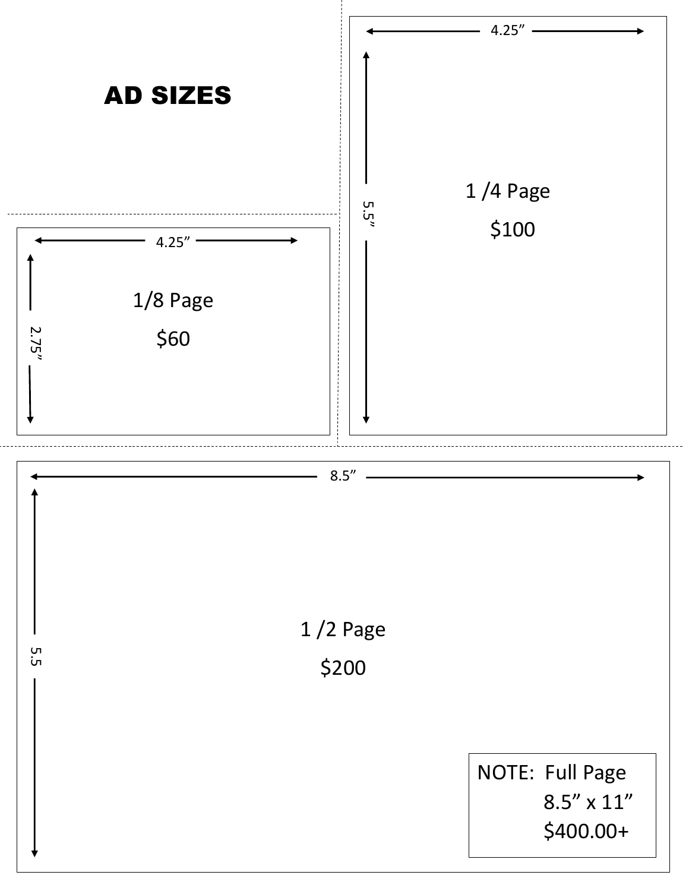# AD SIZES

**1/8 Page**

4.25” × 2.75”

$60

**1 /4 Page**

4.25” × 5.5”

$100

**1 /2 Page**

8.5” × 5.5

$200

NOTE: Full Page
8.5” x 11”
$400.00+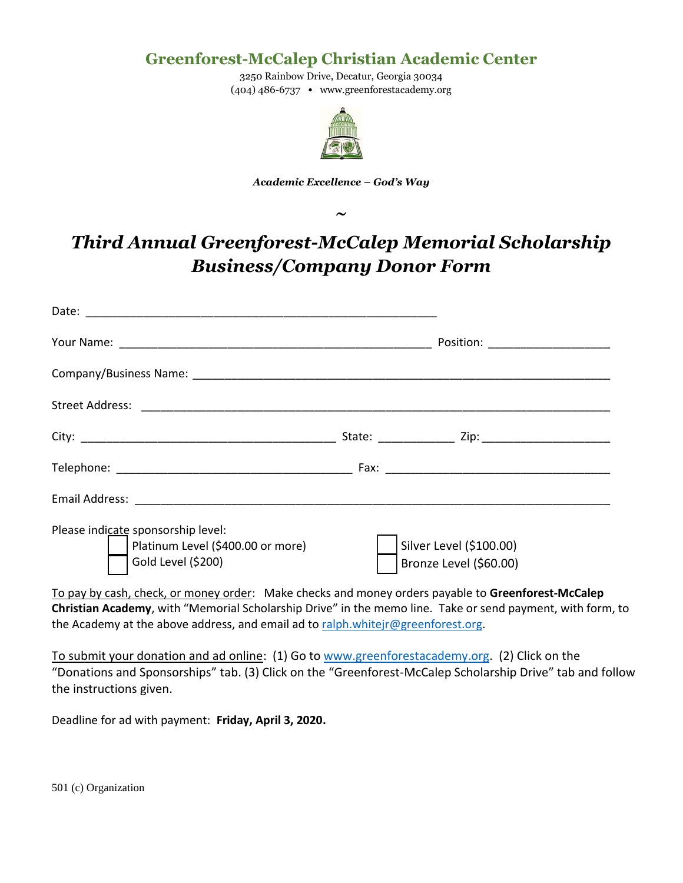# Greenforest-McCalep Christian Academic Center

3250 Rainbow Drive, Decatur, Georgia 30034
(404) 486-6737 • www.greenforestacademy.org

***Academic Excellence – God's Way***

~

## *Third Annual Greenforest-McCalep Memorial Scholarship Business/Company Donor Form*

Date: ______________________________________________________

Your Name: ________________________________________________ Position: ___________________

Company/Business Name: _________________________________________________________________

Street Address: _______________________________________________________________________

City: ________________________________________ State: ____________ Zip: ____________________

Telephone: _____________________________________ Fax: __________________________________

Email Address: ________________________________________________________________________

Please indicate sponsorship level:

- ☐ Platinum Level ($400.00 or more)
- ☐ Gold Level ($200)
- ☐ Silver Level ($100.00)
- ☐ Bronze Level ($60.00)

To pay by cash, check, or money order: Make checks and money orders payable to **Greenforest-McCalep Christian Academy**, with "Memorial Scholarship Drive" in the memo line. Take or send payment, with form, to the Academy at the above address, and email ad to ralph.whitejr@greenforest.org.

To submit your donation and ad online: (1) Go to www.greenforestacademy.org. (2) Click on the "Donations and Sponsorships" tab. (3) Click on the "Greenforest-McCalep Scholarship Drive" tab and follow the instructions given.

Deadline for ad with payment: **Friday, April 3, 2020.**

501 (c) Organization